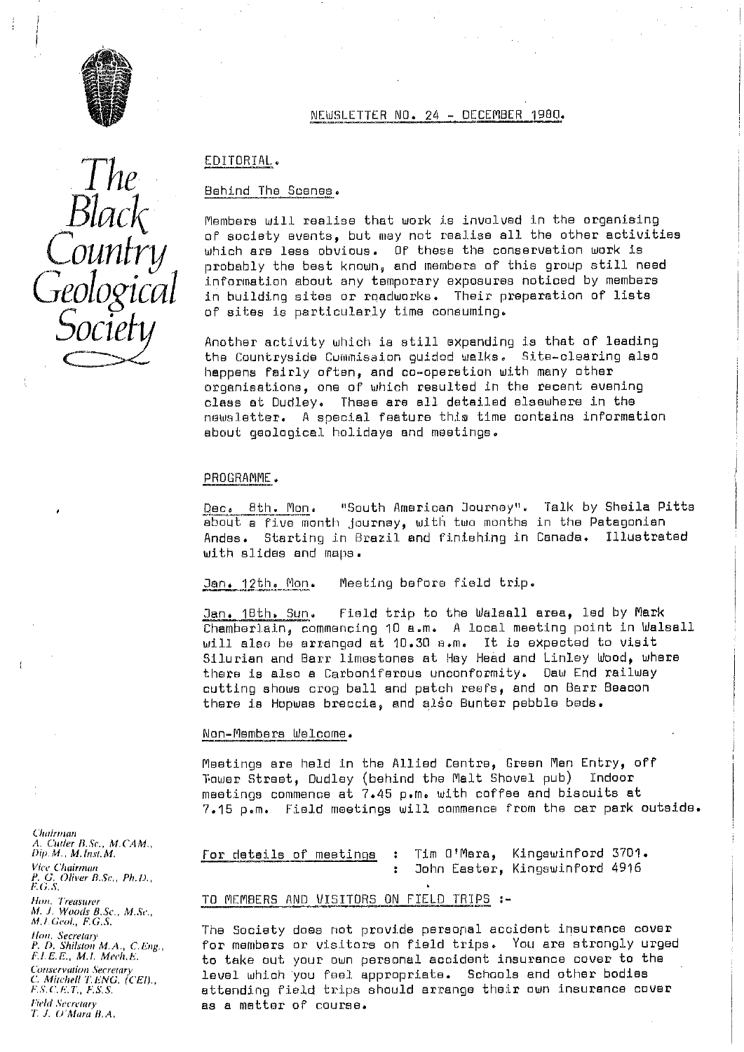# The Black Country Geological Society

## NEWSLETTER NO. 24 - DECEMBER 1980.

### EDITORIAL.

#### Behind The Scenes.

Members will realise that work is involved in the organising of society events, but may not realise all the other activities which are less obvious. Of these the conservation work is probably the best known, and members of this group still need information about any temporary exposures noticed by members in building sites or roadworks. Their preparation of lists of sites is particularly time consuming.

Another activity which is still expanding is that of leading the Countryside Commission guided walks. Site-clearing also happens fairly often, and co-operation with many other organisations, one of which resulted in the recent evening class at Dudley. These are all detailed elsewhere in the newsletter. A special feature this time contains information about geological holidays and meetings.

### PROGRAMME.

Dec. 8th. Mon. "South American Journey". Talk by Sheila Pitts about a five month journey, with two months in the Patagonian Andes. Starting in Brazil and finishing in Canada. Illustrated with slides and maps.

Jan. 12th. Mon. Meeting before field trip.

Jan. 18th. Sun. Field trip to the Walsall area, led by Mark Chamberlain, commencing 10 a.m. A local meeting point in Walsall will also be arranged at 10.30 a.m. It is expected to visit Silurian and Barr limestones at Hay Head and Linley Wood, where there is also a Carboniferous unconformity. Daw End railway cutting shows crog ball and patch reefs, and on Barr Beacon there is Hopwas breccia, and also Bunter pebble beds.

#### Non-Members Welcome.

Meetings are held in the Allied Centre, Green Man Entry, off Tower Street, Dudley (behind the Malt Shovel pub) Indoor meetings commence at 7.45 p.m. with coffee and biscuits at 7.15 p.m. Field meetings will commence from the car park outside.

For details of meetings : Tim O'Mara, Kingswinford 3701.
: John Easter, Kingswinford 4916

### TO MEMBERS AND VISITORS ON FIELD TRIPS :-

The Society does not provide personal accident insurance cover for members or visitors on field trips. You are strongly urged to take out your own personal accident insurance cover to the level which you feel appropriate. Schools and other bodies attending field trips should arrange their own insurance cover as a matter of course.

*Chairman*
A. Cutler B.Sc., M.CAM., Dip.M., M.Inst.M.

*Vice Chairman*
P. G. Oliver B.Sc., Ph.D., F.G.S.

*Hon. Treasurer*
M. J. Woods B.Sc., M.Sc., M.I.Geol., F.G.S.

*Hon. Secretary*
P. D. Shilston M.A., C.Eng., F.I.E.E., M.I. Mech.E.

*Conservation Secretary*
C. Mitchell T.ENG. (CEI), F.S.C.E.T., F.S.S.

*Field Secretary*
T. J. O'Mara B.A.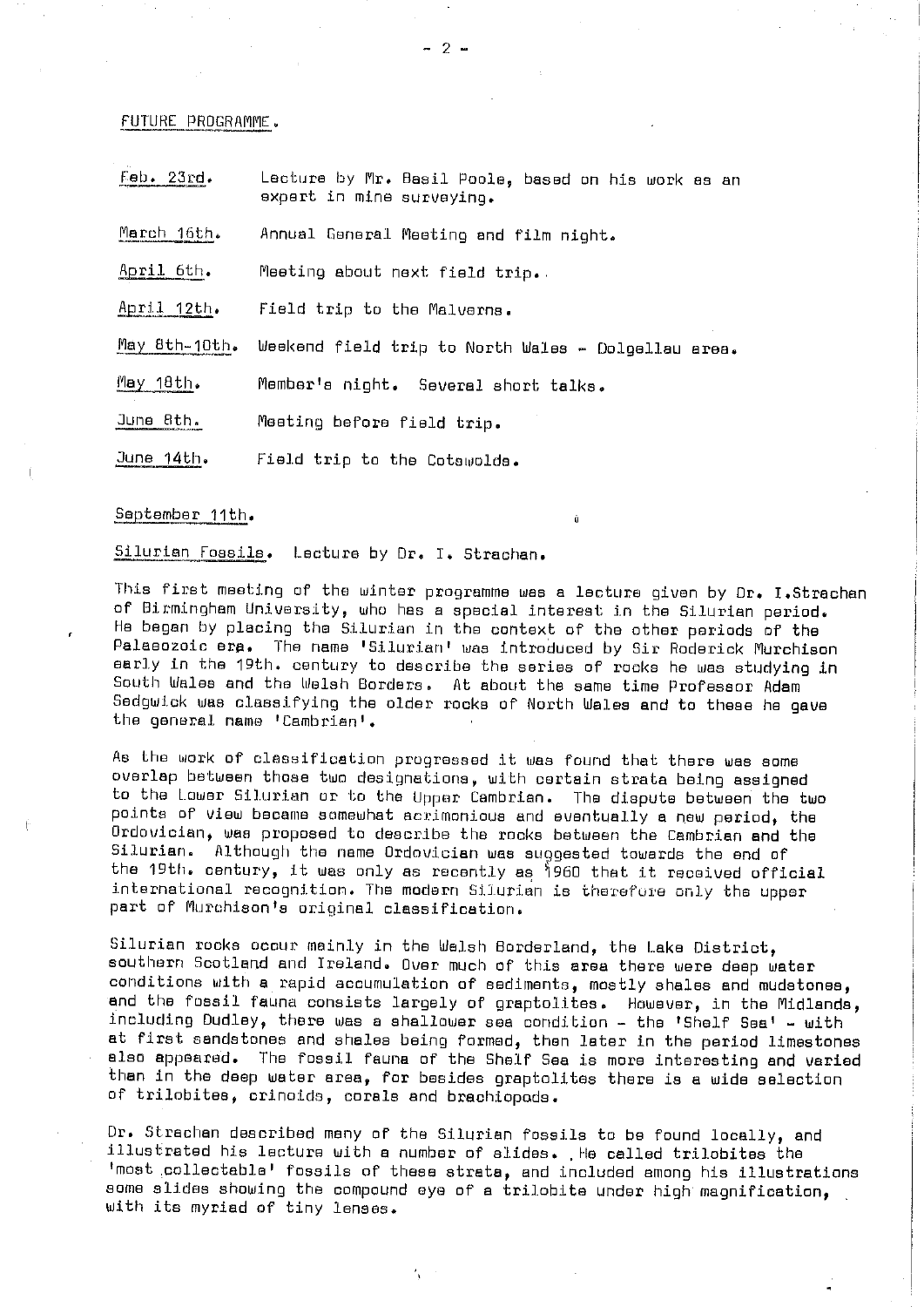FUTURE PROGRAMME.

| | |
|---|---|
| Feb. 23rd. | Lecture by Mr. Basil Poole, based on his work as an expert in mine surveying. |
| March 16th. | Annual General Meeting and film night. |
| April 6th. | Meeting about next field trip. |
| April 12th. | Field trip to the Malverns. |
| May 8th-10th. | Weekend field trip to North Wales - Dolgellau area. |
| May 18th. | Member's night. Several short talks. |
| June 8th. | Meeting before field trip. |
| June 14th. | Field trip to the Cotswolds. |

September 11th.

Silurian Fossils. Lecture by Dr. I. Strachan.

This first meeting of the winter programme was a lecture given by Dr. I.Strachan of Birmingham University, who has a special interest in the Silurian period. He began by placing the Silurian in the context of the other periods of the Palaeozoic era. The name 'Silurian' was introduced by Sir Roderick Murchison early in the 19th. century to describe the series of rocks he was studying in South Wales and the Welsh Borders. At about the same time Professor Adam Sedgwick was classifying the older rocks of North Wales and to these he gave the general name 'Cambrian'.

As the work of classification progressed it was found that there was some overlap between those two designations, with certain strata being assigned to the Lower Silurian or to the Upper Cambrian. The dispute between the two points of view became somewhat acrimonious and eventually a new period, the Ordovician, was proposed to describe the rocks between the Cambrian and the Silurian. Although the name Ordovician was suggested towards the end of the 19th. century, it was only as recently as 1960 that it received official international recognition. The modern Silurian is therefore only the upper part of Murchison's original classification.

Silurian rocks occur mainly in the Welsh Borderland, the Lake District, southern Scotland and Ireland. Over much of this area there were deep water conditions with a rapid accumulation of sediments, mostly shales and mudstones, and the fossil fauna consists largely of graptolites. However, in the Midlands, including Dudley, there was a shallower sea condition - the 'Shelf Sea' - with at first sandstones and shales being formed, then later in the period limestones also appeared. The fossil fauna of the Shelf Sea is more interesting and varied than in the deep water area, for besides graptolites there is a wide selection of trilobites, crinoids, corals and brachiopods.

Dr. Strachan described many of the Silurian fossils to be found locally, and illustrated his lecture with a number of slides. He called trilobites the 'most collectable' fossils of these strata, and included among his illustrations some slides showing the compound eye of a trilobite under high magnification, with its myriad of tiny lenses.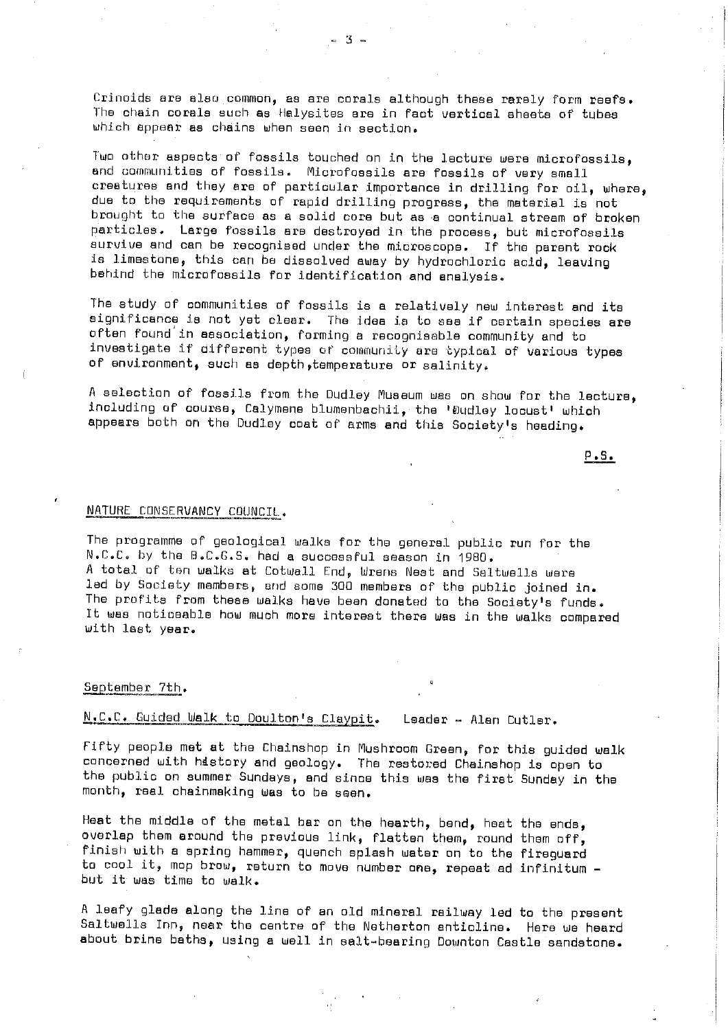Crinoids are also common, as are corals although these rarely form reefs. The chain corals such as Halysites are in fact vertical sheets of tubes which appear as chains when seen in section.

Two other aspects of fossils touched on in the lecture were microfossils, and communities of fossils. Microfossils are fossils of very small creatures and they are of particular importance in drilling for oil, where, due to the requirements of rapid drilling progress, the material is not brought to the surface as a solid core but as a continual stream of broken particles. Large fossils are destroyed in the process, but microfossils survive and can be recognised under the microscope. If the parent rock is limestone, this can be dissolved away by hydrochloric acid, leaving behind the microfossils for identification and analysis.

The study of communities of fossils is a relatively new interest and its significance is not yet clear. The idea is to see if certain species are often found in association, forming a recognisable community and to investigate if different types of community are typical of various types of environment, such as depth, temperature or salinity.

A selection of fossils from the Dudley Museum was on show for the lecture, including of course, Calymene blumenbachii, the 'Dudley locust' which appears both on the Dudley coat of arms and this Society's heading.

P.S.

## NATURE CONSERVANCY COUNCIL.

The programme of geological walks for the general public run for the N.C.C. by the B.C.G.S. had a successful season in 1980.
A total of ten walks at Cotwall End, Wrens Nest and Saltwells were led by Society members, and some 300 members of the public joined in. The profits from these walks have been donated to the Society's funds. It was noticeable how much more interest there was in the walks compared with last year.

## September 7th.

### N.C.C. Guided Walk to Doulton's Claypit. Leader – Alan Cutler.

Fifty people met at the Chainshop in Mushroom Green, for this guided walk concerned with history and geology. The restored Chainshop is open to the public on summer Sundays, and since this was the first Sunday in the month, real chainmaking was to be seen.

Heat the middle of the metal bar on the hearth, bend, heat the ends, overlap them around the previous link, flatten them, round them off, finish with a spring hammer, quench splash water on to the fireguard to cool it, mop brow, return to move number one, repeat ad infinitum – but it was time to walk.

A leafy glade along the line of an old mineral railway led to the present Saltwells Inn, near the centre of the Netherton anticline. Here we heard about brine baths, using a well in salt-bearing Downton Castle sandstone.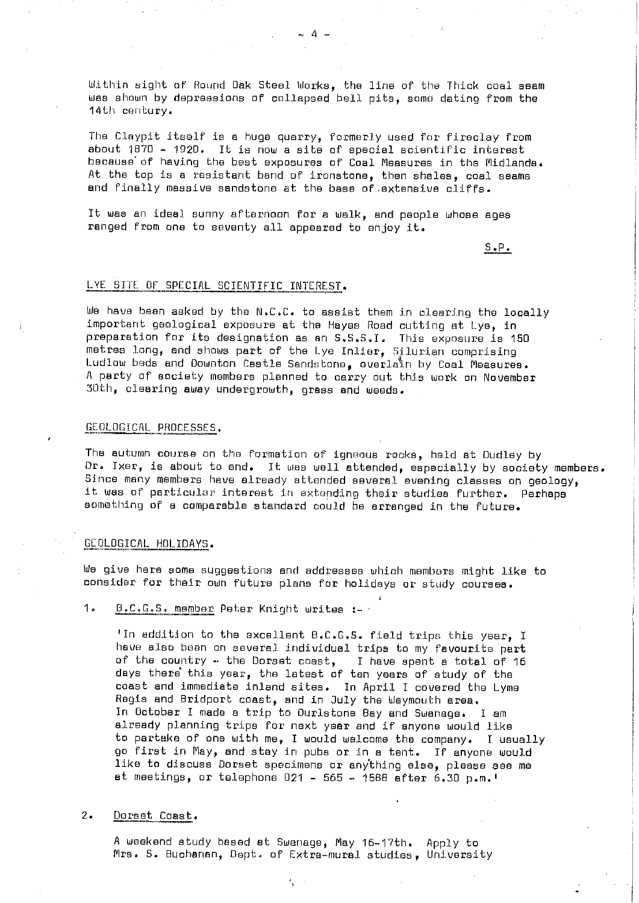Within sight of Round Oak Steel Works, the line of the Thick coal seam was shown by depressions of collapsed bell pits, some dating from the 14th century.

The Claypit itself is a huge quarry, formerly used for fireclay from about 1870 - 1920. It is now a site of special scientific interest because of having the best exposures of Coal Measures in the Midlands. At the top is a resistant band of ironstone, then shales, coal seams and finally massive sandstone at the base of extensive cliffs.

It was an ideal sunny afternoon for a walk, and people whose ages ranged from one to seventy all appeared to enjoy it.

S.P.

## LYE SITE OF SPECIAL SCIENTIFIC INTEREST.

We have been asked by the N.C.C. to assist them in clearing the locally important geological exposure at the Hayes Road cutting at Lye, in preparation for its designation as an S.S.S.I. This exposure is 150 metres long, and shows part of the Lye Inlier, Silurian comprising Ludlow beds and Downton Castle Sandstone, overlain by Coal Measures. A party of society members planned to carry out this work on November 30th, clearing away undergrowth, grass and weeds.

## GEOLOGICAL PROCESSES.

The autumn course on the formation of igneous rocks, held at Dudley by Dr. Ixer, is about to end. It was well attended, especially by society members. Since many members have already attended several evening classes on geology, it was of particular interest in extending their studies further. Perhaps something of a comparable standard could be arranged in the future.

## GEOLOGICAL HOLIDAYS.

We give here some suggestions and addresses which members might like to consider for their own future plans for holidays or study courses.

1. B.C.G.S. member Peter Knight writes :-

   'In addition to the excellent B.C.G.S. field trips this year, I have also been on several individual trips to my favourite part of the country - the Dorset coast, I have spent a total of 16 days there this year, the latest of ten years of study of the coast and immediate inland sites. In April I covered the Lyme Regis and Bridport coast, and in July the Weymouth area. In October I made a trip to Durlstone Bay and Swanage. I am already planning trips for next year and if anyone would like to partake of one with me, I would welcome the company. I usually go first in May, and stay in pubs or in a tent. If anyone would like to discuss Dorset specimens or anything else, please see me at meetings, or telephone 021 - 565 - 1568 after 6.30 p.m.'

2. Dorset Coast.

   A weekend study based at Swanage, May 16-17th. Apply to Mrs. S. Buchanan, Dept. of Extra-mural studies, University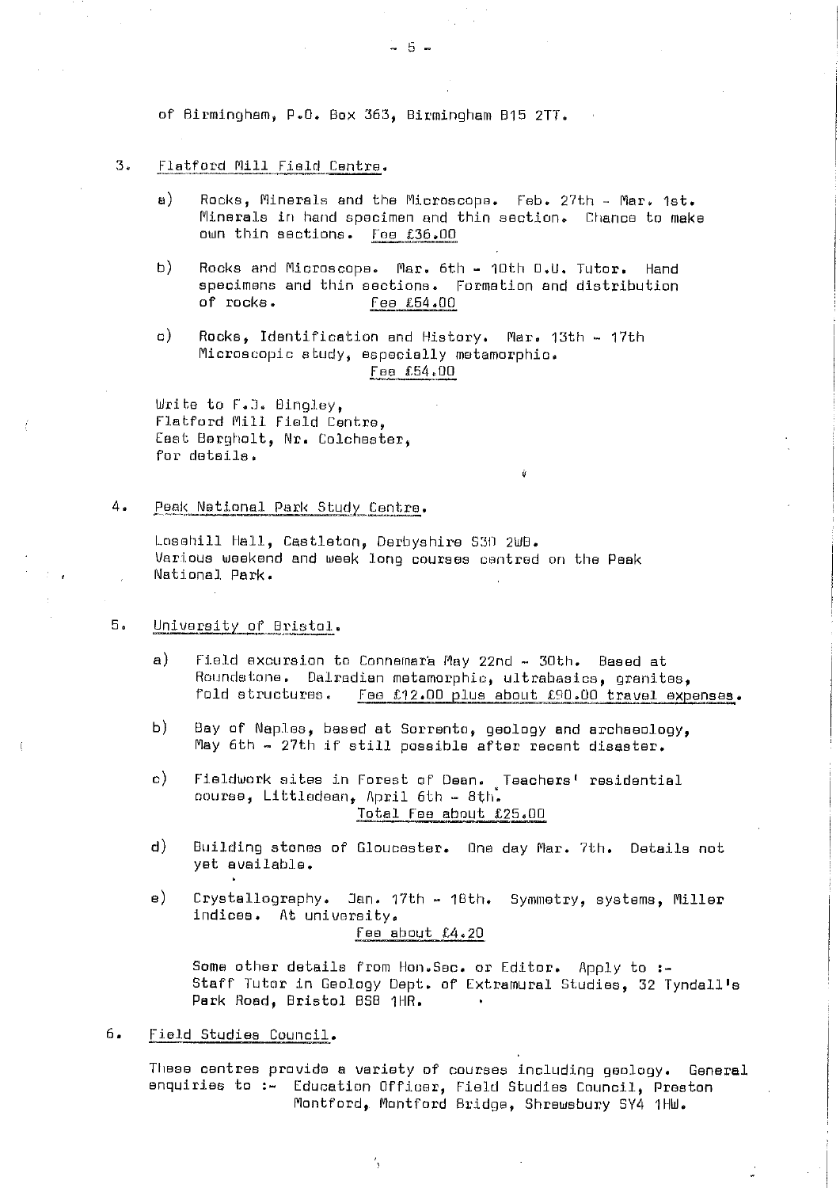of Birmingham, P.O. Box 363, Birmingham B15 2TT.

3. Flatford Mill Field Centre.

   a) Rocks, Minerals and the Microscope. Feb. 27th - Mar. 1st. Minerals in hand specimen and thin section. Chance to make own thin sections. Fee £36.00

   b) Rocks and Microscope. Mar. 6th - 10th O.U. Tutor. Hand specimens and thin sections. Formation and distribution of rocks. Fee £54.00

   c) Rocks, Identification and History. Mar. 13th - 17th Microscopic study, especially metamorphic. Fee £54.00

   Write to F.J. Bingley,
   Flatford Mill Field Centre,
   East Bergholt, Nr. Colchester,
   for details.

4. Peak National Park Study Centre.

   Losehill Hall, Castleton, Derbyshire S30 2WB.
   Various weekend and week long courses centred on the Peak National Park.

5. University of Bristol.

   a) Field excursion to Connemara May 22nd - 30th. Based at Roundstone. Dalradian metamorphic, ultrabasics, granites, fold structures. Fee £12.00 plus about £90.00 travel expenses.

   b) Bay of Naples, based at Sorrento, geology and archaeology, May 6th - 27th if still possible after recent disaster.

   c) Fieldwork sites in Forest of Dean. Teachers' residential course, Littledean, April 6th - 8th. Total Fee about £25.00

   d) Building stones of Gloucester. One day Mar. 7th. Details not yet available.

   e) Crystallography. Jan. 17th - 18th. Symmetry, systems, Miller indices. At university. Fee about £4.20

   Some other details from Hon.Sec. or Editor. Apply to :- Staff Tutor in Geology Dept. of Extramural Studies, 32 Tyndall's Park Road, Bristol BS8 1HR.

6. Field Studies Council.

   These centres provide a variety of courses including geology. General enquiries to :- Education Officer, Field Studies Council, Preston Montford, Montford Bridge, Shrewsbury SY4 1HW.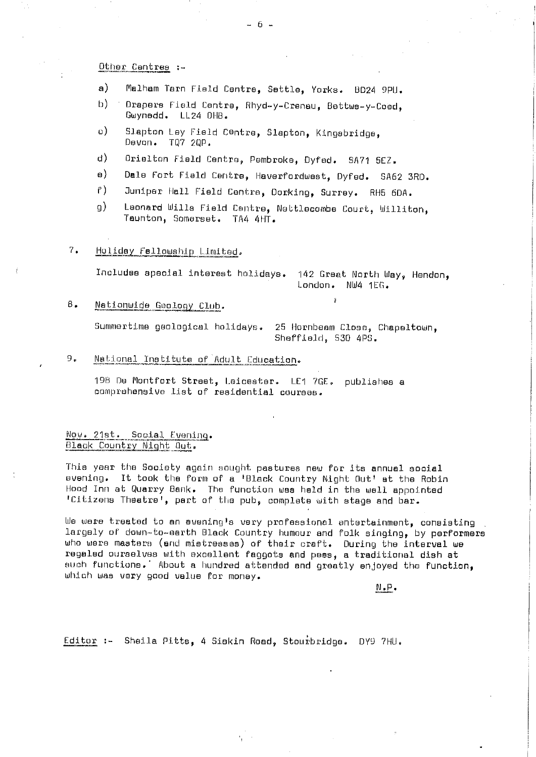Other Centres :-

a) Malham Tarn Field Centre, Settle, Yorks. BD24 9PU.

b) Drapers Field Centre, Rhyd-y-Creuau, Bettws-y-Coed, Gwynedd. LL24 0HB.

c) Slapton Ley Field Centre, Slapton, Kingsbridge, Devon. TQ7 2QP.

d) Orielton Field Centre, Pembroke, Dyfed. SA71 5EZ.

e) Dale Fort Field Centre, Haverfordwest, Dyfed. SA62 3RD.

f) Juniper Hall Field Centre, Dorking, Surrey. RH5 6DA.

g) Leonard Wills Field Centre, Nettlecombe Court, Williton, Taunton, Somerset. TA4 4HT.

7. Holiday Fellowship Limited.

Includes special interest holidays. 142 Great North Way, Hendon, London. NW4 1EG.

8. Nationwide Geology Club.

Summertime geological holidays. 25 Hornbeam Close, Chapeltown, Sheffield, S30 4PS.

9. National Institute of Adult Education.

19B De Montfort Street, Leicester. LE1 7GE. publishes a comprehensive list of residential courses.

Nov. 21st. Social Evening.
Black Country Night Out.

This year the Society again sought pastures new for its annual social evening. It took the form of a 'Black Country Night Out' at the Robin Hood Inn at Quarry Bank. The function was held in the well appointed 'Citizens Theatre', part of the pub, complete with stage and bar.

We were treated to an evening's very professional entertainment, consisting largely of down-to-earth Black Country humour and folk singing, by performers who were masters (and mistresses) of their craft. During the interval we regaled ourselves with excellent faggots and peas, a traditional dish at such functions. About a hundred attended and greatly enjoyed the function, which was very good value for money.

N.P.

Editor :- Sheila Pitts, 4 Siskin Road, Stourbridge. DY9 7HU.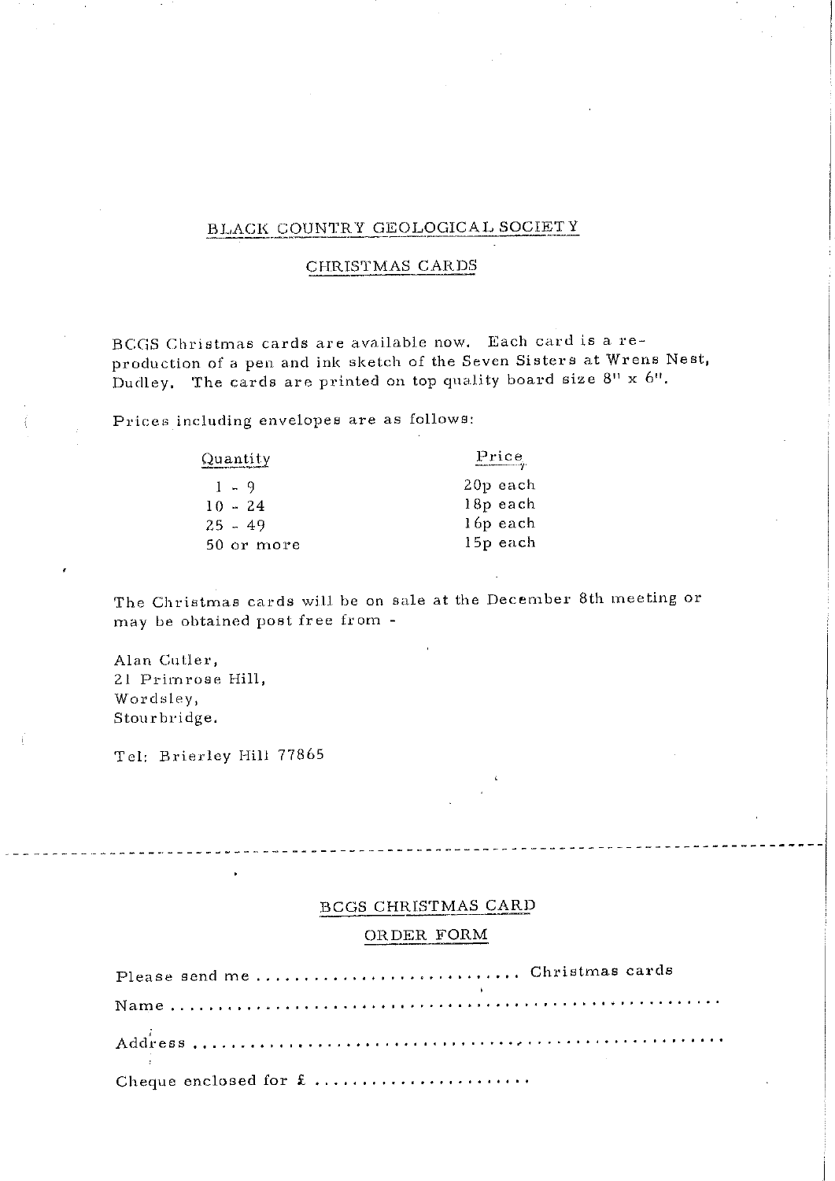## BLACK COUNTRY GEOLOGICAL SOCIETY

## CHRISTMAS CARDS

BCGS Christmas cards are available now. Each card is a reproduction of a pen and ink sketch of the Seven Sisters at Wrens Nest, Dudley. The cards are printed on top quality board size 8" x 6".

Prices including envelopes are as follows:

| Quantity | Price |
|---|---|
| 1 - 9 | 20p each |
| 10 - 24 | 18p each |
| 25 - 49 | 16p each |
| 50 or more | 15p each |

The Christmas cards will be on sale at the December 8th meeting or may be obtained post free from -

Alan Cutler,
21 Primrose Hill,
Wordsley,
Stourbridge.

Tel: Brierley Hill 77865

---

## BCGS CHRISTMAS CARD

## ORDER FORM

Please send me ............................ Christmas cards

Name ......................................................................

Address ...................................................................

Cheque enclosed for £ .......................